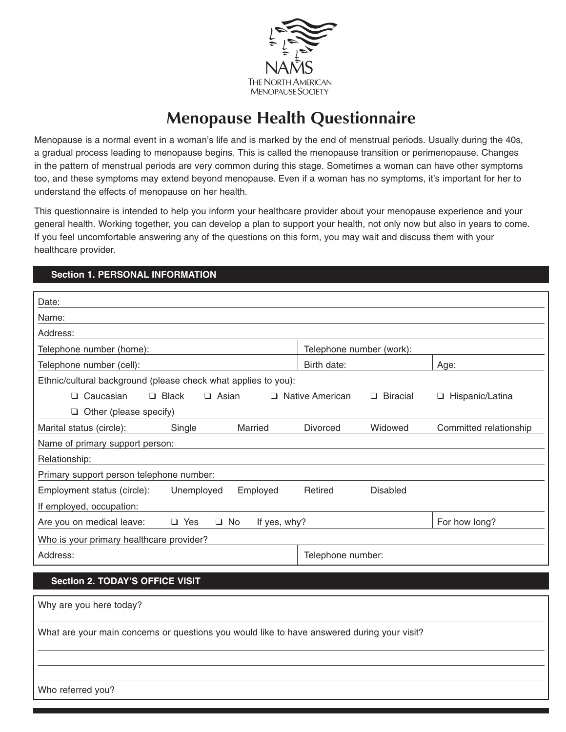NAMS
THE NORTH AMERICAN
MENOPAUSE SOCIETY

# Menopause Health Questionnaire

Menopause is a normal event in a woman's life and is marked by the end of menstrual periods. Usually during the 40s, a gradual process leading to menopause begins. This is called the menopause transition or perimenopause. Changes in the pattern of menstrual periods are very common during this stage. Sometimes a woman can have other symptoms too, and these symptoms may extend beyond menopause. Even if a woman has no symptoms, it's important for her to understand the effects of menopause on her health.

This questionnaire is intended to help you inform your healthcare provider about your menopause experience and your general health. Working together, you can develop a plan to support your health, not only now but also in years to come. If you feel uncomfortable answering any of the questions on this form, you may wait and discuss them with your healthcare provider.

## Section 1. PERSONAL INFORMATION

Date:

Name:

Address:

Telephone number (home): | Telephone number (work):

Telephone number (cell): | Birth date: | Age:

Ethnic/cultural background (please check what applies to you):

❑ Caucasian ❑ Black ❑ Asian ❑ Native American ❑ Biracial ❑ Hispanic/Latina

❑ Other (please specify)

Marital status (circle): Single Married Divorced Widowed Committed relationship

Name of primary support person:

Relationship:

Primary support person telephone number:

Employment status (circle): Unemployed Employed Retired Disabled

If employed, occupation:

Are you on medical leave: ❑ Yes ❑ No If yes, why? | For how long?

Who is your primary healthcare provider?

Address: | Telephone number:

## Section 2. TODAY'S OFFICE VISIT

Why are you here today?

What are your main concerns or questions you would like to have answered during your visit?

Who referred you?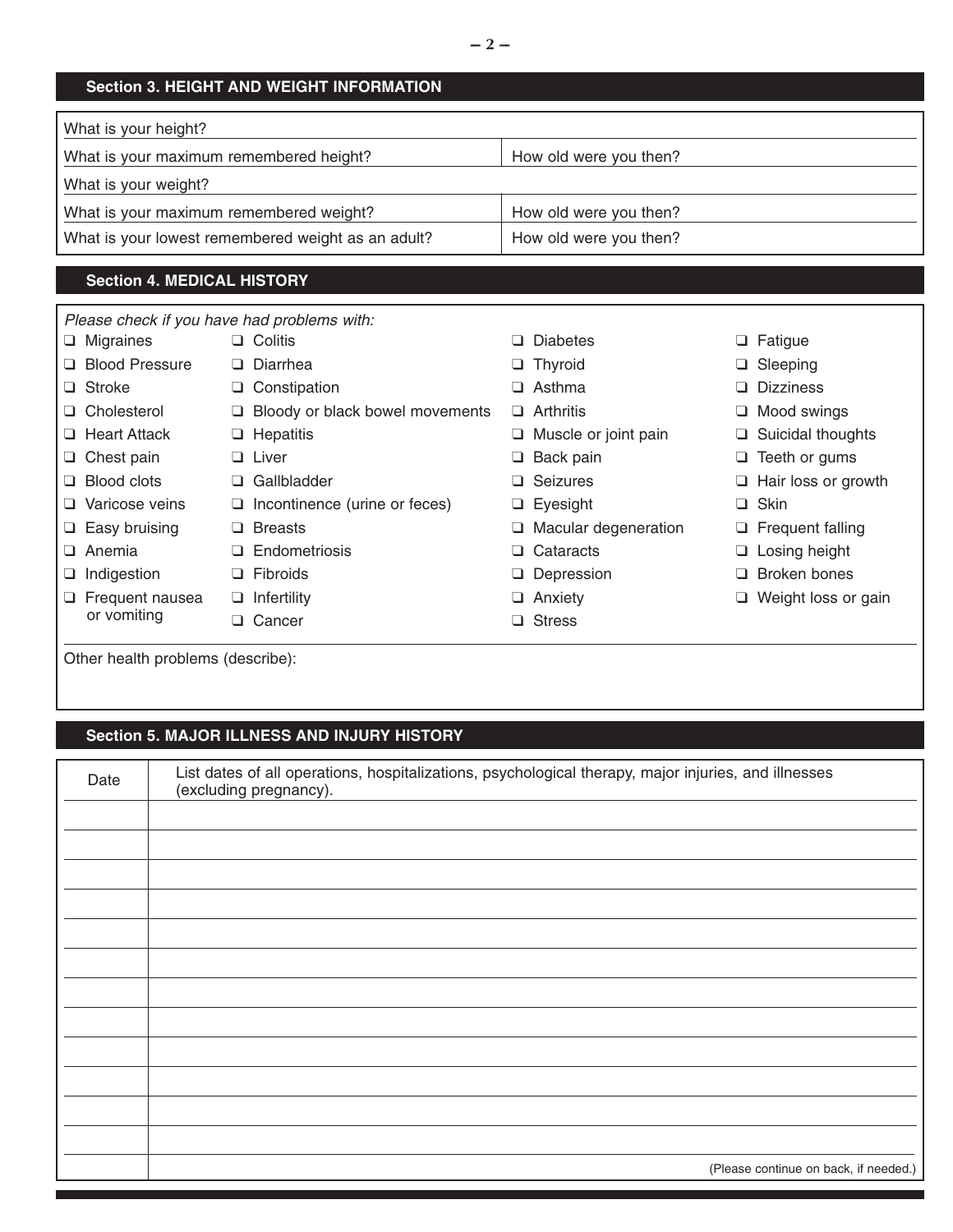## Section 3. HEIGHT AND WEIGHT INFORMATION

| | |
|---|---|
| What is your height? | |
| What is your maximum remembered height? | How old were you then? |
| What is your weight? | |
| What is your maximum remembered weight? | How old were you then? |
| What is your lowest remembered weight as an adult? | How old were you then? |

## Section 4. MEDICAL HISTORY

*Please check if you have had problems with:*

- ❑ Migraines
- ❑ Blood Pressure
- ❑ Stroke
- ❑ Cholesterol
- ❑ Heart Attack
- ❑ Chest pain
- ❑ Blood clots
- ❑ Varicose veins
- ❑ Easy bruising
- ❑ Anemia
- ❑ Indigestion
- ❑ Frequent nausea or vomiting
- ❑ Colitis
- ❑ Diarrhea
- ❑ Constipation
- ❑ Bloody or black bowel movements
- ❑ Hepatitis
- ❑ Liver
- ❑ Gallbladder
- ❑ Incontinence (urine or feces)
- ❑ Breasts
- ❑ Endometriosis
- ❑ Fibroids
- ❑ Infertility
- ❑ Cancer
- ❑ Diabetes
- ❑ Thyroid
- ❑ Asthma
- ❑ Arthritis
- ❑ Muscle or joint pain
- ❑ Back pain
- ❑ Seizures
- ❑ Eyesight
- ❑ Macular degeneration
- ❑ Cataracts
- ❑ Depression
- ❑ Anxiety
- ❑ Stress
- ❑ Fatigue
- ❑ Sleeping
- ❑ Dizziness
- ❑ Mood swings
- ❑ Suicidal thoughts
- ❑ Teeth or gums
- ❑ Hair loss or growth
- ❑ Skin
- ❑ Frequent falling
- ❑ Losing height
- ❑ Broken bones
- ❑ Weight loss or gain

Other health problems (describe):

## Section 5. MAJOR ILLNESS AND INJURY HISTORY

| Date | List dates of all operations, hospitalizations, psychological therapy, major injuries, and illnesses (excluding pregnancy). |
|---|---|
| | |
| | |
| | |
| | |
| | |
| | |
| | |
| | |
| | |
| | |
| | |
| | |
| | (Please continue on back, if needed.) |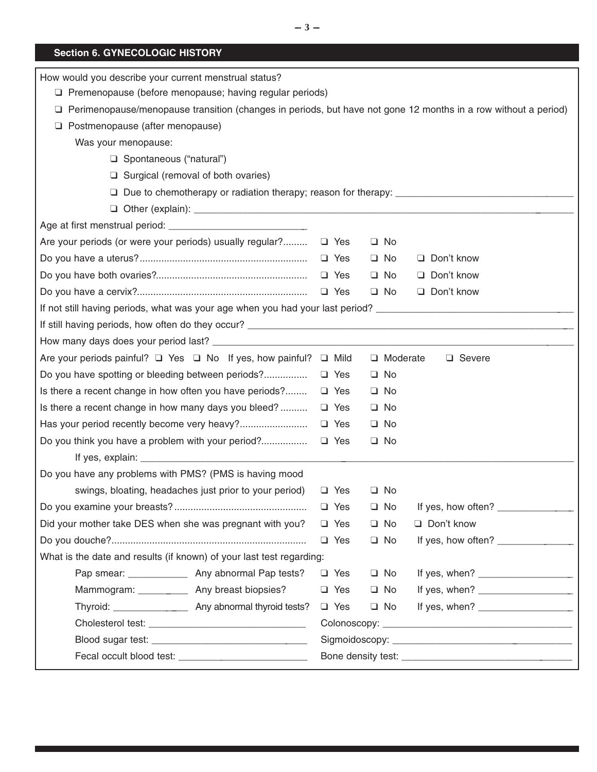## Section 6. GYNECOLOGIC HISTORY

How would you describe your current menstrual status?

- ❑ Premenopause (before menopause; having regular periods)
- ❑ Perimenopause/menopause transition (changes in periods, but have not gone 12 months in a row without a period)
- ❑ Postmenopause (after menopause)

  Was your menopause:

  - ❑ Spontaneous ("natural")
  - ❑ Surgical (removal of both ovaries)
  - ❑ Due to chemotherapy or radiation therapy; reason for therapy: ______________________________
  - ❑ Other (explain): ______________________________

Age at first menstrual period: ______________________

Are your periods (or were your periods) usually regular? ❑ Yes ❑ No

Do you have a uterus? ❑ Yes ❑ No ❑ Don't know

Do you have both ovaries? ❑ Yes ❑ No ❑ Don't know

Do you have a cervix? ❑ Yes ❑ No ❑ Don't know

If not still having periods, what was your age when you had your last period? ______________________________

If still having periods, how often do they occur? ______________________________

How many days does your period last? ______________________________

Are your periods painful? ❑ Yes ❑ No If yes, how painful? ❑ Mild ❑ Moderate ❑ Severe

Do you have spotting or bleeding between periods? ❑ Yes ❑ No

Is there a recent change in how often you have periods? ❑ Yes ❑ No

Is there a recent change in how many days you bleed? ❑ Yes ❑ No

Has your period recently become very heavy? ❑ Yes ❑ No

Do you think you have a problem with your period? ❑ Yes ❑ No

If yes, explain: ______________________________

Do you have any problems with PMS? (PMS is having mood swings, bloating, headaches just prior to your period) ❑ Yes ❑ No

Do you examine your breasts? ❑ Yes ❑ No If yes, how often? ______________

Did your mother take DES when she was pregnant with you? ❑ Yes ❑ No ❑ Don't know

Do you douche? ❑ Yes ❑ No If yes, how often? ______________

What is the date and results (if known) of your last test regarding:

- Pap smear: ___________ Any abnormal Pap tests? ❑ Yes ❑ No If yes, when? ________________
- Mammogram: _________ Any breast biopsies? ❑ Yes ❑ No If yes, when? ________________
- Thyroid: ______________ Any abnormal thyroid tests? ❑ Yes ❑ No If yes, when? ________________
- Cholesterol test: ____________________________ Colonoscopy: ____________________________
- Blood sugar test: ____________________________ Sigmoidoscopy: ____________________________
- Fecal occult blood test: ______________________ Bone density test: ____________________________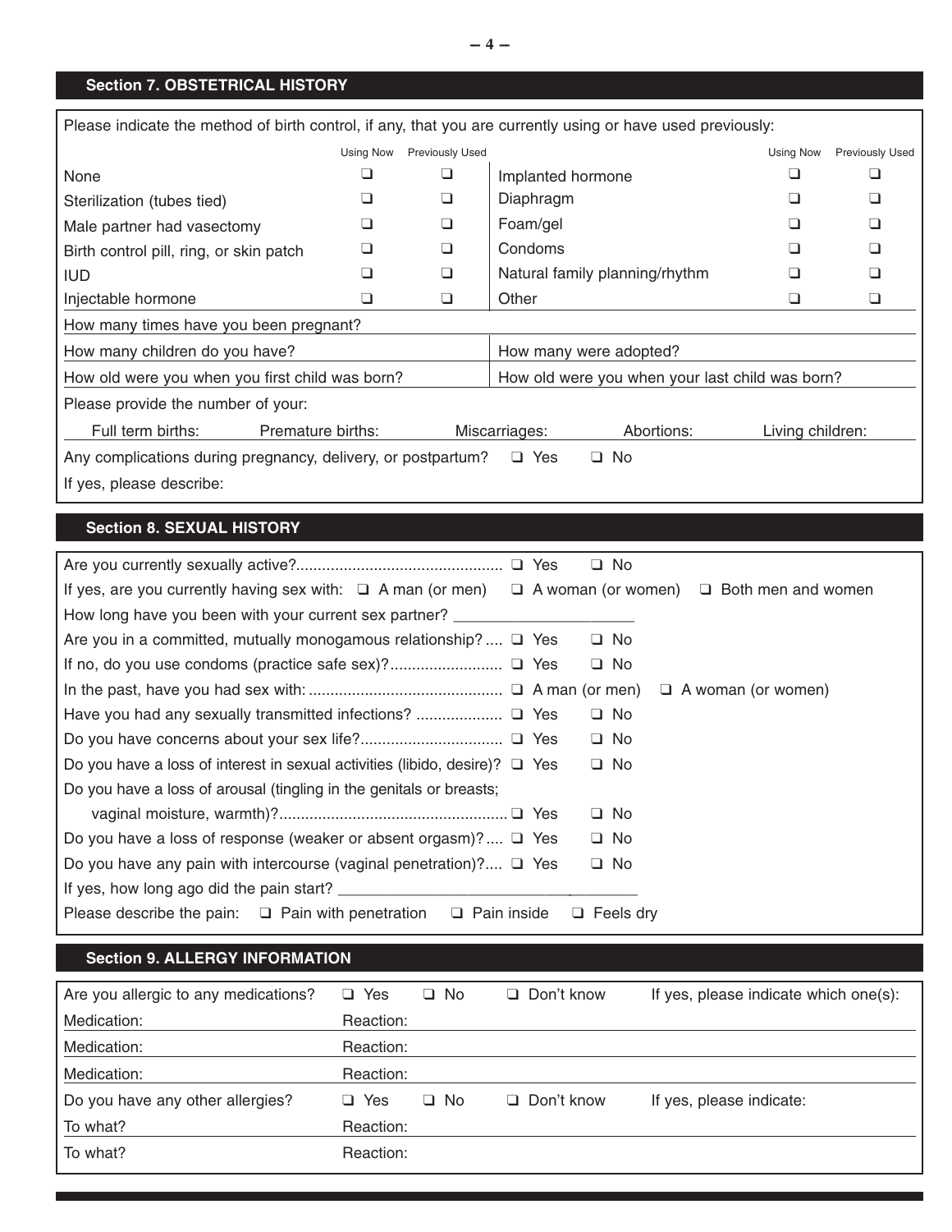## Section 7. OBSTETRICAL HISTORY

Please indicate the method of birth control, if any, that you are currently using or have used previously:

| | Using Now | Previously Used | | Using Now | Previously Used |
|---|---|---|---|---|---|
| None | ❑ | ❑ | Implanted hormone | ❑ | ❑ |
| Sterilization (tubes tied) | ❑ | ❑ | Diaphragm | ❑ | ❑ |
| Male partner had vasectomy | ❑ | ❑ | Foam/gel | ❑ | ❑ |
| Birth control pill, ring, or skin patch | ❑ | ❑ | Condoms | ❑ | ❑ |
| IUD | ❑ | ❑ | Natural family planning/rhythm | ❑ | ❑ |
| Injectable hormone | ❑ | ❑ | Other | ❑ | ❑ |

How many times have you been pregnant?

How many children do you have? How many were adopted?

How old were you when you first child was born? How old were you when your last child was born?

Please provide the number of your:

Full term births: Premature births: Miscarriages: Abortions: Living children:

Any complications during pregnancy, delivery, or postpartum? ❑ Yes ❑ No

If yes, please describe:

## Section 8. SEXUAL HISTORY

Are you currently sexually active?................................................ ❑ Yes ❑ No

If yes, are you currently having sex with: ❑ A man (or men) ❑ A woman (or women) ❑ Both men and women

How long have you been with your current sex partner? ____________________

Are you in a committed, mutually monogamous relationship? .... ❑ Yes ❑ No

If no, do you use condoms (practice safe sex)?......................... ❑ Yes ❑ No

In the past, have you had sex with: ............................................ ❑ A man (or men) ❑ A woman (or women)

Have you had any sexually transmitted infections? .................... ❑ Yes ❑ No

Do you have concerns about your sex life?................................ ❑ Yes ❑ No

Do you have a loss of interest in sexual activities (libido, desire)? ❑ Yes ❑ No

Do you have a loss of arousal (tingling in the genitals or breasts; vaginal moisture, warmth)?.................................................... ❑ Yes ❑ No

Do you have a loss of response (weaker or absent orgasm)? .... ❑ Yes ❑ No

Do you have any pain with intercourse (vaginal penetration)?.... ❑ Yes ❑ No

If yes, how long ago did the pain start? ____________________________

Please describe the pain: ❑ Pain with penetration ❑ Pain inside ❑ Feels dry

## Section 9. ALLERGY INFORMATION

Are you allergic to any medications? ❑ Yes ❑ No ❑ Don't know If yes, please indicate which one(s):

| Medication: | Reaction: |
|---|---|
| Medication: | Reaction: |
| Medication: | Reaction: |

Do you have any other allergies? ❑ Yes ❑ No ❑ Don't know If yes, please indicate:

| To what? | Reaction: |
|---|---|
| To what? | Reaction: |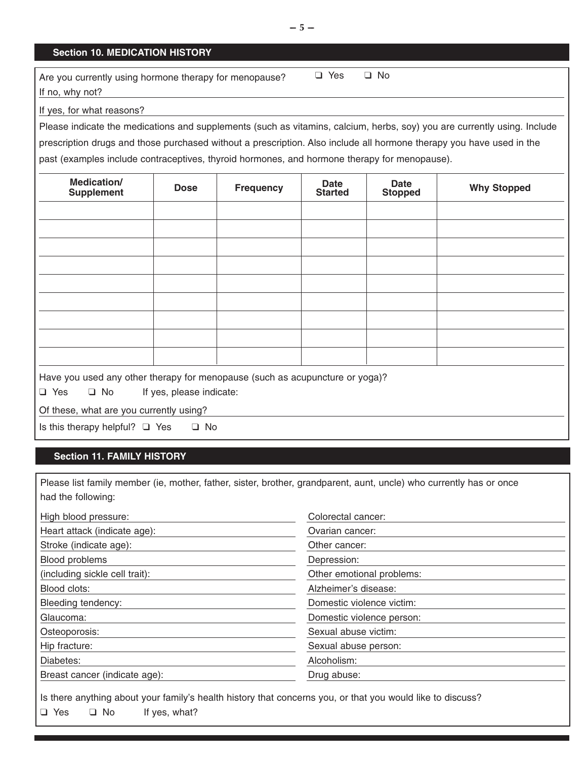## Section 10. MEDICATION HISTORY

Are you currently using hormone therapy for menopause? ❑ Yes ❑ No

If no, why not?

If yes, for what reasons?

Please indicate the medications and supplements (such as vitamins, calcium, herbs, soy) you are currently using. Include prescription drugs and those purchased without a prescription. Also include all hormone therapy you have used in the past (examples include contraceptives, thyroid hormones, and hormone therapy for menopause).

| Medication/ Supplement | Dose | Frequency | Date Started | Date Stopped | Why Stopped |
|---|---|---|---|---|---|
| | | | | | |
| | | | | | |
| | | | | | |
| | | | | | |
| | | | | | |
| | | | | | |
| | | | | | |
| | | | | | |
| | | | | | |

Have you used any other therapy for menopause (such as acupuncture or yoga)?

❑ Yes ❑ No If yes, please indicate:

Of these, what are you currently using?

Is this therapy helpful? ❑ Yes ❑ No

## Section 11. FAMILY HISTORY

Please list family member (ie, mother, father, sister, brother, grandparent, aunt, uncle) who currently has or once had the following:

High blood pressure:

Heart attack (indicate age):

Stroke (indicate age):

Blood problems (including sickle cell trait):

Blood clots:

Bleeding tendency:

Glaucoma:

Osteoporosis:

Hip fracture:

Diabetes:

Breast cancer (indicate age):

Colorectal cancer:

Ovarian cancer:

Other cancer:

Depression:

Other emotional problems:

Alzheimer's disease:

Domestic violence victim:

Domestic violence person:

Sexual abuse victim:

Sexual abuse person:

Alcoholism:

Drug abuse:

Is there anything about your family's health history that concerns you, or that you would like to discuss?

❑ Yes ❑ No If yes, what?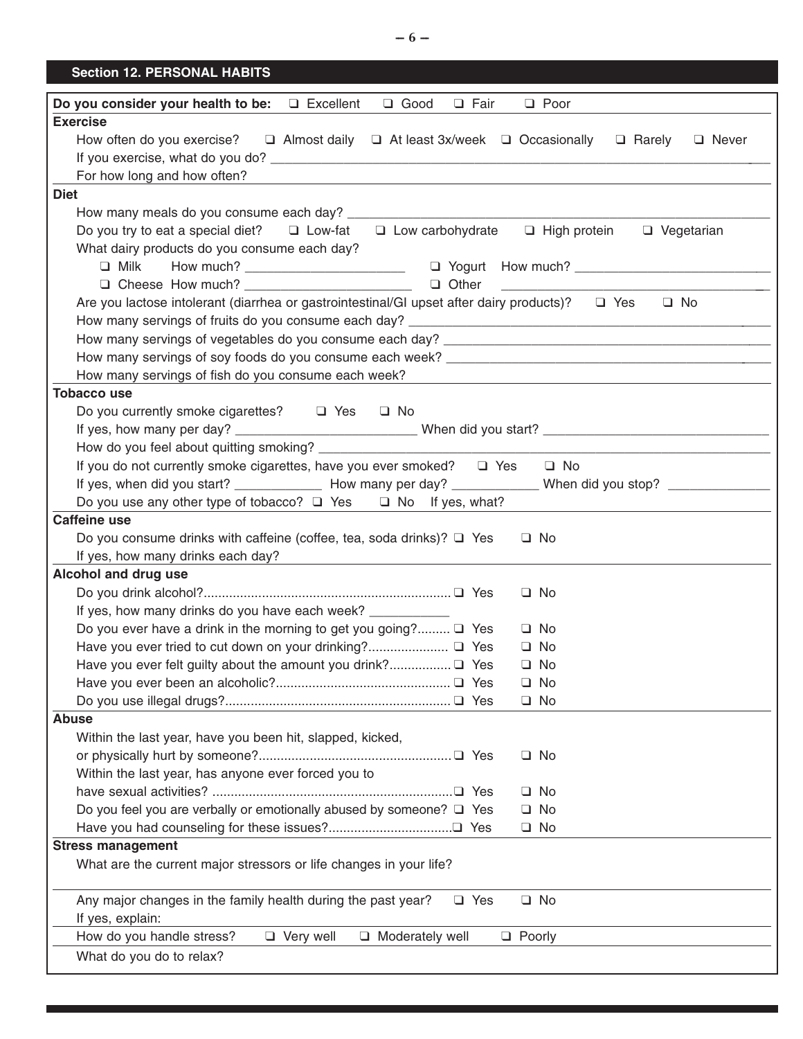## Section 12. PERSONAL HABITS

**Do you consider your health to be:** ❑ Excellent ❑ Good ❑ Fair ❑ Poor

**Exercise**

How often do you exercise? ❑ Almost daily ❑ At least 3x/week ❑ Occasionally ❑ Rarely ❑ Never

If you exercise, what do you do? ______________________________________________

For how long and how often?

**Diet**

How many meals do you consume each day? ______________________________________________

Do you try to eat a special diet? ❑ Low-fat ❑ Low carbohydrate ❑ High protein ❑ Vegetarian

What dairy products do you consume each day?

❑ Milk How much? ______________________ ❑ Yogurt How much? ___________________________

❑ Cheese How much? ______________________ ❑ Other ___________________________________

Are you lactose intolerant (diarrhea or gastrointestinal/GI upset after dairy products)? ❑ Yes ❑ No

How many servings of fruits do you consume each day? ______________________________________________

How many servings of vegetables do you consume each day? ______________________________________________

How many servings of soy foods do you consume each week? ______________________________________________

How many servings of fish do you consume each week?

**Tobacco use**

Do you currently smoke cigarettes? ❑ Yes ❑ No

If yes, how many per day? _________________________ When did you start? ______________________________

How do you feel about quitting smoking? ______________________________________________

If you do not currently smoke cigarettes, have you ever smoked? ❑ Yes ❑ No

If yes, when did you start? ____________ How many per day? ____________ When did you stop? ______________

Do you use any other type of tobacco? ❑ Yes ❑ No If yes, what?

**Caffeine use**

Do you consume drinks with caffeine (coffee, tea, soda drinks)? ❑ Yes ❑ No

If yes, how many drinks each day?

**Alcohol and drug use**

Do you drink alcohol?.................................................................... ❑ Yes ❑ No

If yes, how many drinks do you have each week? ___________

Do you ever have a drink in the morning to get you going?......... ❑ Yes ❑ No

Have you ever tried to cut down on your drinking?...................... ❑ Yes ❑ No

Have you ever felt guilty about the amount you drink?................ ❑ Yes ❑ No

Have you ever been an alcoholic?................................................ ❑ Yes ❑ No

Do you use illegal drugs?.............................................................. ❑ Yes ❑ No

**Abuse**

Within the last year, have you been hit, slapped, kicked, or physically hurt by someone?.................................................... ❑ Yes ❑ No

Within the last year, has anyone ever forced you to have sexual activities? ................................................................. ❑ Yes ❑ No

Do you feel you are verbally or emotionally abused by someone? ❑ Yes ❑ No

Have you had counseling for these issues?................................. ❑ Yes ❑ No

**Stress management**

What are the current major stressors or life changes in your life?

Any major changes in the family health during the past year? ❑ Yes ❑ No

If yes, explain:

How do you handle stress? ❑ Very well ❑ Moderately well ❑ Poorly

What do you do to relax?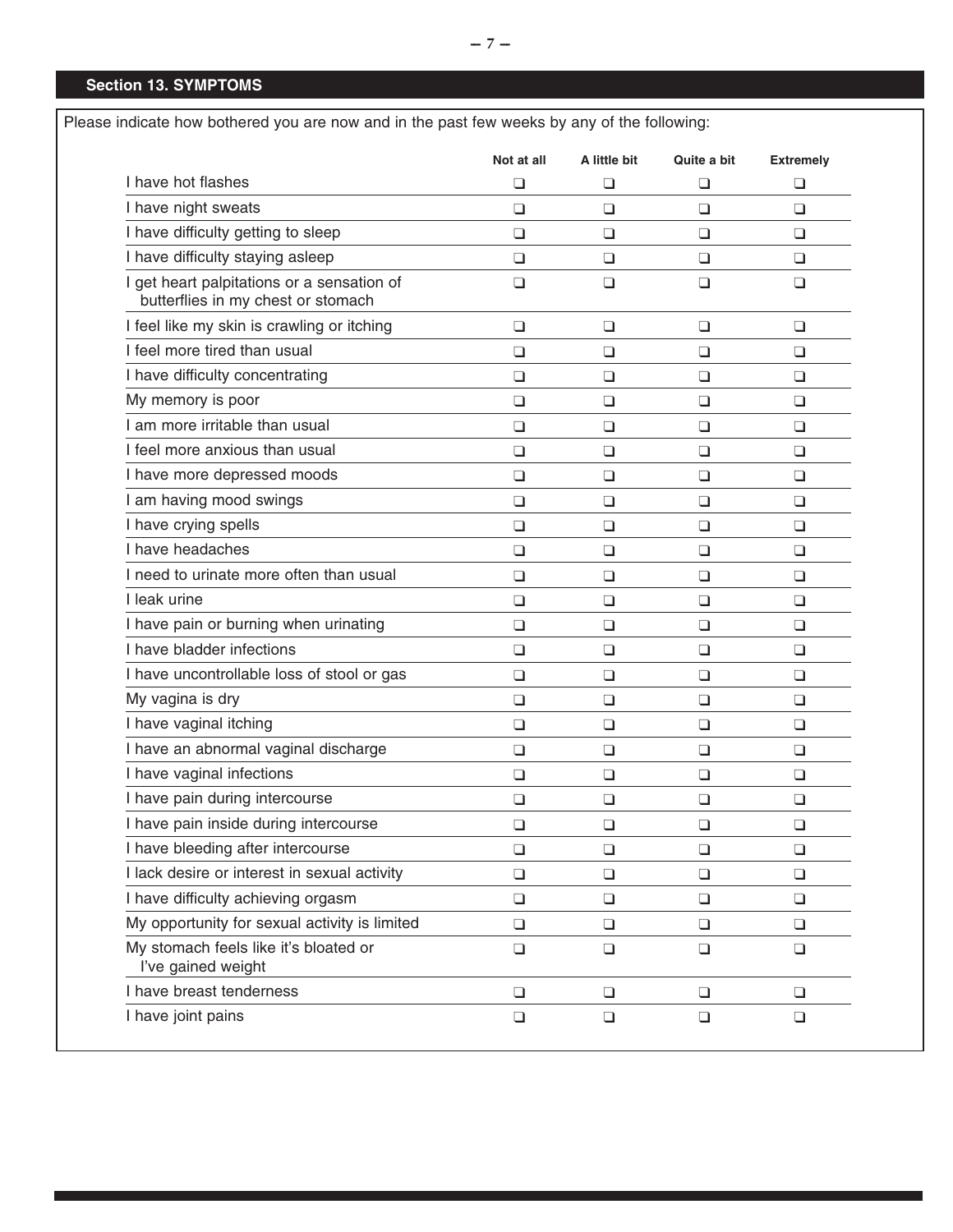## Section 13. SYMPTOMS

Please indicate how bothered you are now and in the past few weeks by any of the following:

| | Not at all | A little bit | Quite a bit | Extremely |
|---|---|---|---|---|
| I have hot flashes | ❑ | ❑ | ❑ | ❑ |
| I have night sweats | ❑ | ❑ | ❑ | ❑ |
| I have difficulty getting to sleep | ❑ | ❑ | ❑ | ❑ |
| I have difficulty staying asleep | ❑ | ❑ | ❑ | ❑ |
| I get heart palpitations or a sensation of butterflies in my chest or stomach | ❑ | ❑ | ❑ | ❑ |
| I feel like my skin is crawling or itching | ❑ | ❑ | ❑ | ❑ |
| I feel more tired than usual | ❑ | ❑ | ❑ | ❑ |
| I have difficulty concentrating | ❑ | ❑ | ❑ | ❑ |
| My memory is poor | ❑ | ❑ | ❑ | ❑ |
| I am more irritable than usual | ❑ | ❑ | ❑ | ❑ |
| I feel more anxious than usual | ❑ | ❑ | ❑ | ❑ |
| I have more depressed moods | ❑ | ❑ | ❑ | ❑ |
| I am having mood swings | ❑ | ❑ | ❑ | ❑ |
| I have crying spells | ❑ | ❑ | ❑ | ❑ |
| I have headaches | ❑ | ❑ | ❑ | ❑ |
| I need to urinate more often than usual | ❑ | ❑ | ❑ | ❑ |
| I leak urine | ❑ | ❑ | ❑ | ❑ |
| I have pain or burning when urinating | ❑ | ❑ | ❑ | ❑ |
| I have bladder infections | ❑ | ❑ | ❑ | ❑ |
| I have uncontrollable loss of stool or gas | ❑ | ❑ | ❑ | ❑ |
| My vagina is dry | ❑ | ❑ | ❑ | ❑ |
| I have vaginal itching | ❑ | ❑ | ❑ | ❑ |
| I have an abnormal vaginal discharge | ❑ | ❑ | ❑ | ❑ |
| I have vaginal infections | ❑ | ❑ | ❑ | ❑ |
| I have pain during intercourse | ❑ | ❑ | ❑ | ❑ |
| I have pain inside during intercourse | ❑ | ❑ | ❑ | ❑ |
| I have bleeding after intercourse | ❑ | ❑ | ❑ | ❑ |
| I lack desire or interest in sexual activity | ❑ | ❑ | ❑ | ❑ |
| I have difficulty achieving orgasm | ❑ | ❑ | ❑ | ❑ |
| My opportunity for sexual activity is limited | ❑ | ❑ | ❑ | ❑ |
| My stomach feels like it's bloated or I've gained weight | ❑ | ❑ | ❑ | ❑ |
| I have breast tenderness | ❑ | ❑ | ❑ | ❑ |
| I have joint pains | ❑ | ❑ | ❑ | ❑ |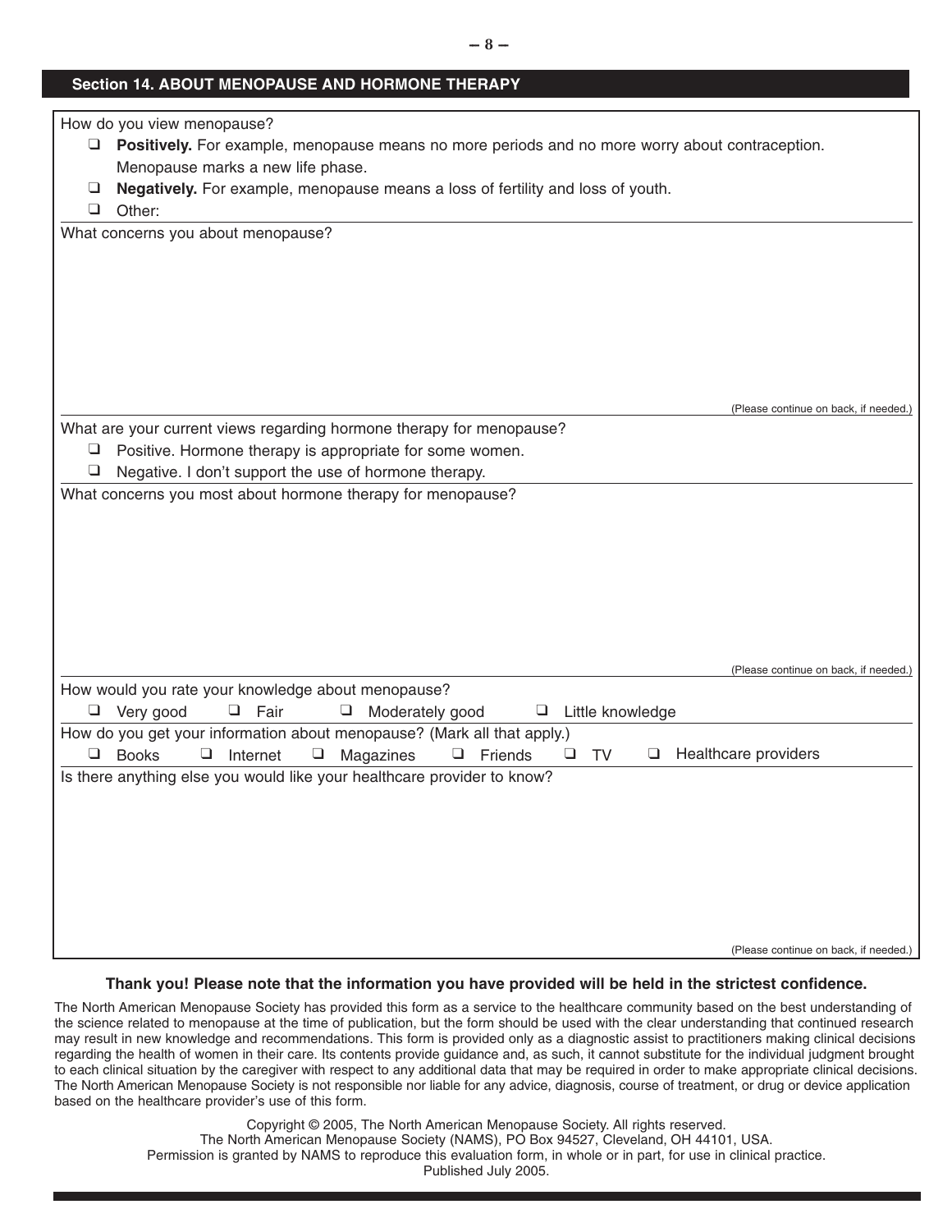## Section 14. ABOUT MENOPAUSE AND HORMONE THERAPY

How do you view menopause?

- ❑ **Positively.** For example, menopause means no more periods and no more worry about contraception. Menopause marks a new life phase.
- ❑ **Negatively.** For example, menopause means a loss of fertility and loss of youth.
- ❑ Other:

What concerns you about menopause?

(Please continue on back, if needed.)

What are your current views regarding hormone therapy for menopause?

- ❑ Positive. Hormone therapy is appropriate for some women.
- ❑ Negative. I don't support the use of hormone therapy.

What concerns you most about hormone therapy for menopause?

(Please continue on back, if needed.)

How would you rate your knowledge about menopause?

❑ Very good ❑ Fair ❑ Moderately good ❑ Little knowledge

How do you get your information about menopause? (Mark all that apply.)

❑ Books ❑ Internet ❑ Magazines ❑ Friends ❑ TV ❑ Healthcare providers

Is there anything else you would like your healthcare provider to know?

(Please continue on back, if needed.)

**Thank you! Please note that the information you have provided will be held in the strictest confidence.**

The North American Menopause Society has provided this form as a service to the healthcare community based on the best understanding of the science related to menopause at the time of publication, but the form should be used with the clear understanding that continued research may result in new knowledge and recommendations. This form is provided only as a diagnostic assist to practitioners making clinical decisions regarding the health of women in their care. Its contents provide guidance and, as such, it cannot substitute for the individual judgment brought to each clinical situation by the caregiver with respect to any additional data that may be required in order to make appropriate clinical decisions. The North American Menopause Society is not responsible nor liable for any advice, diagnosis, course of treatment, or drug or device application based on the healthcare provider's use of this form.

Copyright © 2005, The North American Menopause Society. All rights reserved.
The North American Menopause Society (NAMS), PO Box 94527, Cleveland, OH 44101, USA.
Permission is granted by NAMS to reproduce this evaluation form, in whole or in part, for use in clinical practice.
Published July 2005.